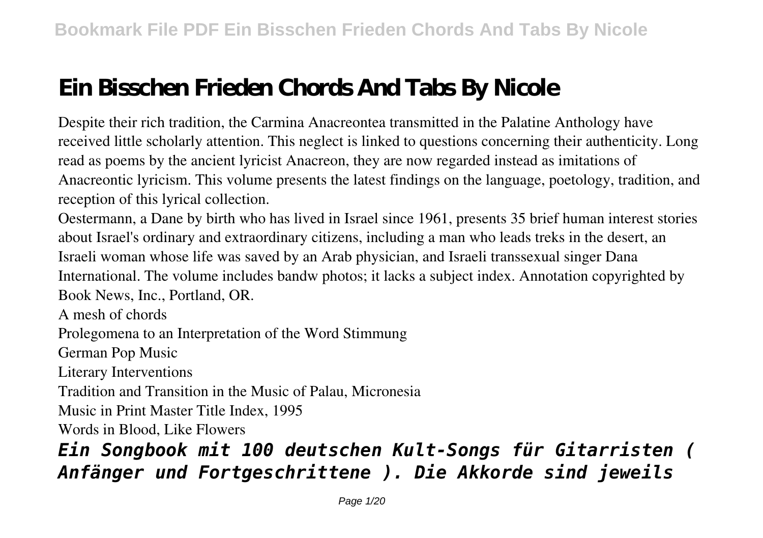# Ein Bisschen Frieden Chords And Tabs By Nicole

Despite their rich tradition, the Carmina Anacreontea transmitted in the Palatine Anthology have received little scholarly attention. This neglect is linked to questions concerning their authenticity. Long read as poems by the ancient lyricist Anacreon, they are now regarded instead as imitations of Anacreontic lyricism. This volume presents the latest findings on the language, poetology, tradition, and reception of this lyrical collection.

Oestermann, a Dane by birth who has lived in Israel since 1961, presents 35 brief human interest stories about Israel's ordinary and extraordinary citizens, including a man who leads treks in the desert, an Israeli woman whose life was saved by an Arab physician, and Israeli transsexual singer Dana International. The volume includes bandw photos; it lacks a subject index. Annotation copyrighted by Book News, Inc., Portland, OR.

A mesh of chords

Prolegomena to an Interpretation of the Word Stimmung

German Pop Music

Literary Interventions

Tradition and Transition in the Music of Palau, Micronesia

Music in Print Master Title Index, 1995

Words in Blood, Like Flowers

***Ein Songbook mit 100 deutschen Kult-Songs für Gitarristen ( Anfänger und Fortgeschrittene ). Die Akkorde sind jeweils***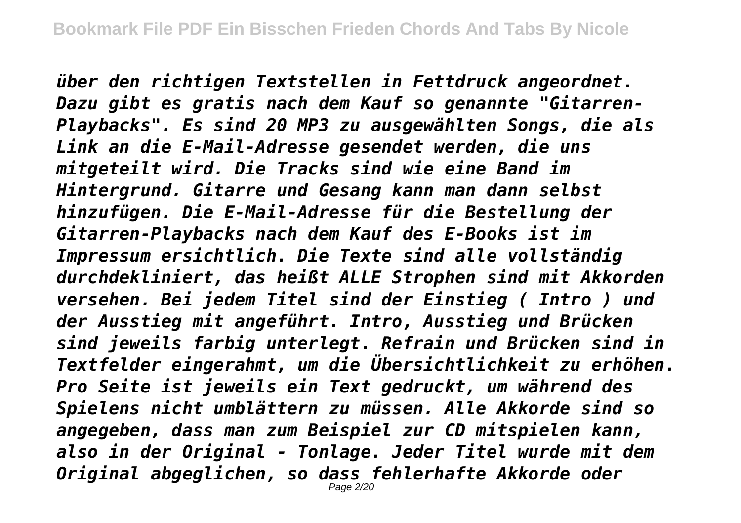*über den richtigen Textstellen in Fettdruck angeordnet. Dazu gibt es gratis nach dem Kauf so genannte "Gitarren-Playbacks". Es sind 20 MP3 zu ausgewählten Songs, die als Link an die E-Mail-Adresse gesendet werden, die uns mitgeteilt wird. Die Tracks sind wie eine Band im Hintergrund. Gitarre und Gesang kann man dann selbst hinzufügen. Die E-Mail-Adresse für die Bestellung der Gitarren-Playbacks nach dem Kauf des E-Books ist im Impressum ersichtlich. Die Texte sind alle vollständig durchdekliniert, das heißt ALLE Strophen sind mit Akkorden versehen. Bei jedem Titel sind der Einstieg ( Intro ) und der Ausstieg mit angeführt. Intro, Ausstieg und Brücken sind jeweils farbig unterlegt. Refrain und Brücken sind in Textfelder eingerahmt, um die Übersichtlichkeit zu erhöhen. Pro Seite ist jeweils ein Text gedruckt, um während des Spielens nicht umblättern zu müssen. Alle Akkorde sind so angegeben, dass man zum Beispiel zur CD mitspielen kann, also in der Original - Tonlage. Jeder Titel wurde mit dem Original abgeglichen, so dass fehlerhafte Akkorde oder*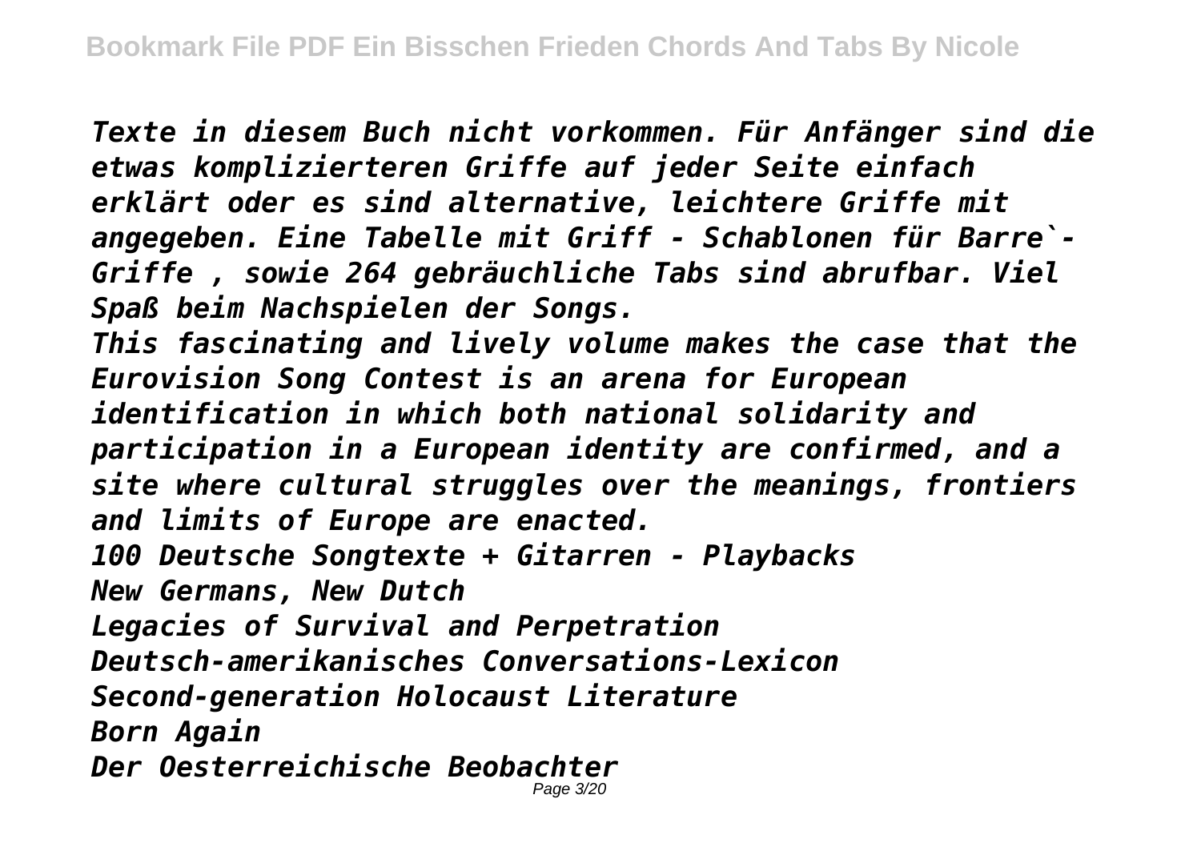*Texte in diesem Buch nicht vorkommen. Für Anfänger sind die etwas komplizierteren Griffe auf jeder Seite einfach erklärt oder es sind alternative, leichtere Griffe mit angegeben. Eine Tabelle mit Griff - Schablonen für Barre`-Griffe , sowie 264 gebräuchliche Tabs sind abrufbar. Viel Spaß beim Nachspielen der Songs.*

*This fascinating and lively volume makes the case that the Eurovision Song Contest is an arena for European identification in which both national solidarity and participation in a European identity are confirmed, and a site where cultural struggles over the meanings, frontiers and limits of Europe are enacted.*

*100 Deutsche Songtexte + Gitarren - Playbacks*

*New Germans, New Dutch*

*Legacies of Survival and Perpetration*

*Deutsch-amerikanisches Conversations-Lexicon*

*Second-generation Holocaust Literature*

*Born Again*

*Der Oesterreichische Beobachter*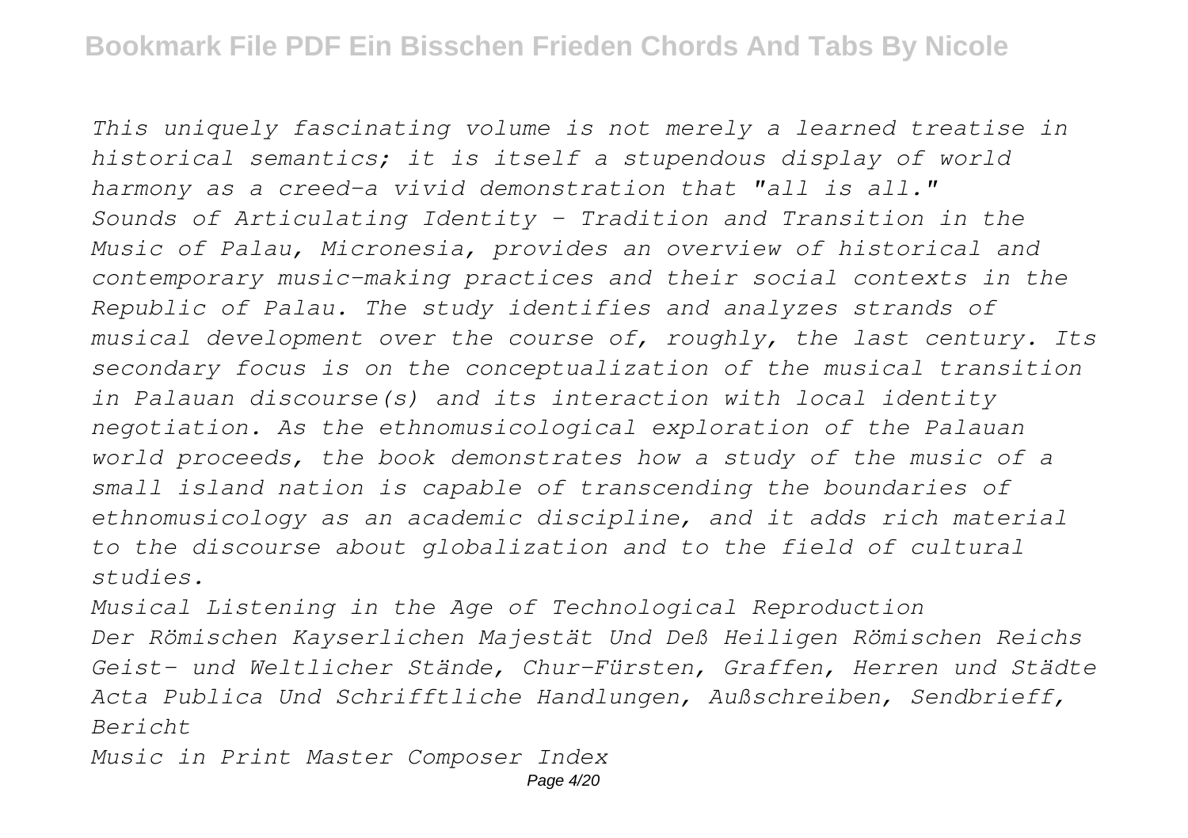*This uniquely fascinating volume is not merely a learned treatise in historical semantics; it is itself a stupendous display of world harmony as a creed-a vivid demonstration that "all is all."*

*Sounds of Articulating Identity - Tradition and Transition in the Music of Palau, Micronesia, provides an overview of historical and contemporary music-making practices and their social contexts in the Republic of Palau. The study identifies and analyzes strands of musical development over the course of, roughly, the last century. Its secondary focus is on the conceptualization of the musical transition in Palauan discourse(s) and its interaction with local identity negotiation. As the ethnomusicological exploration of the Palauan world proceeds, the book demonstrates how a study of the music of a small island nation is capable of transcending the boundaries of ethnomusicology as an academic discipline, and it adds rich material to the discourse about globalization and to the field of cultural studies.*

*Musical Listening in the Age of Technological Reproduction*

*Der Römischen Kayserlichen Majestät Und Deß Heiligen Römischen Reichs Geist- und Weltlicher Stände, Chur-Fürsten, Graffen, Herren und Städte Acta Publica Und Schrifftliche Handlungen, Außschreiben, Sendbrieff, Bericht*

*Music in Print Master Composer Index*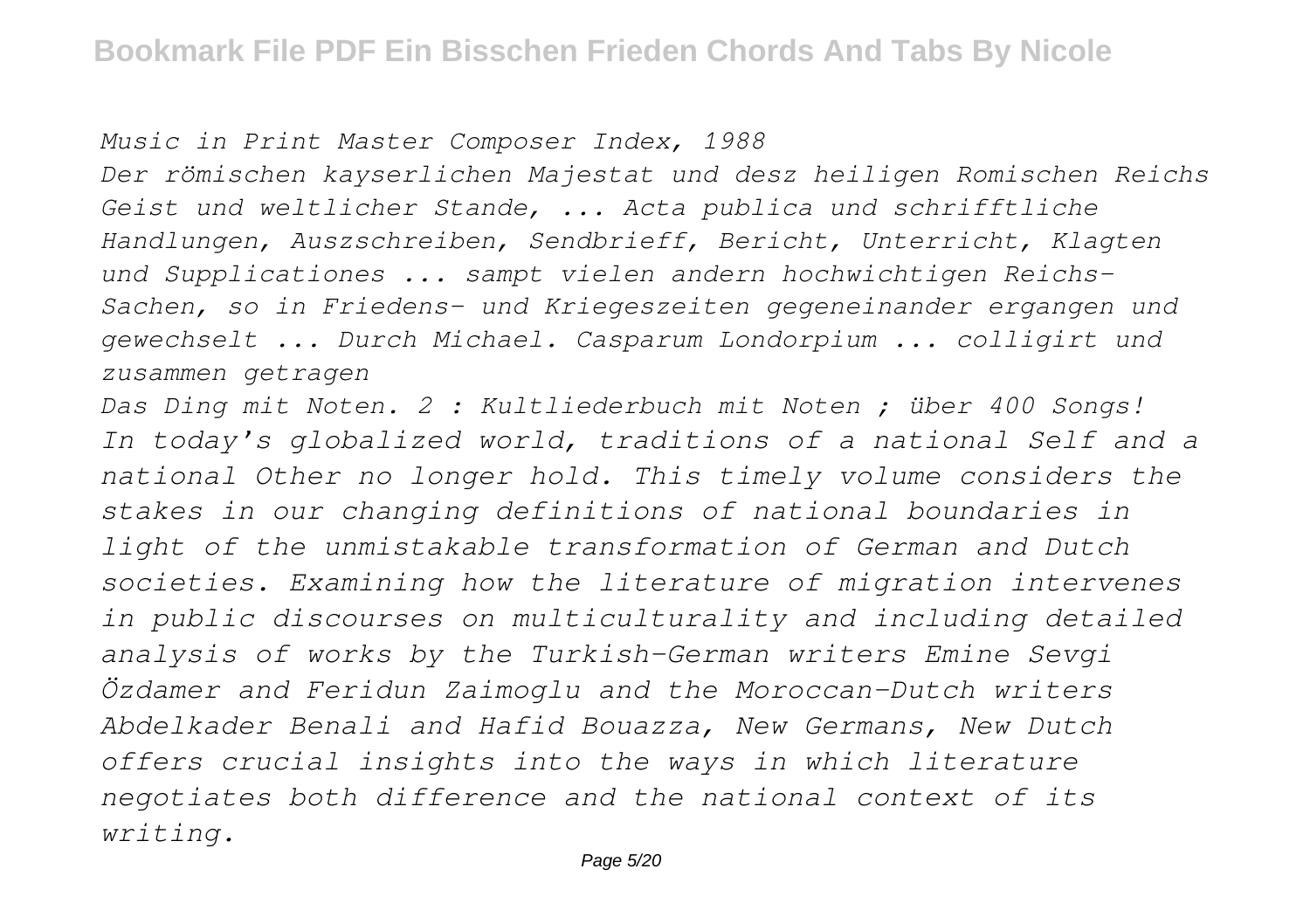*Music in Print Master Composer Index, 1988*

*Der römischen kayserlichen Majestat und desz heiligen Romischen Reichs Geist und weltlicher Stande, ... Acta publica und schrifftliche Handlungen, Auszschreiben, Sendbrieff, Bericht, Unterricht, Klagten und Supplicationes ... sampt vielen andern hochwichtigen Reichs-Sachen, so in Friedens- und Kriegeszeiten gegeneinander ergangen und gewechselt ... Durch Michael. Casparum Londorpium ... colligirt und zusammen getragen*

*Das Ding mit Noten. 2 : Kultliederbuch mit Noten ; über 400 Songs!*

*In today's globalized world, traditions of a national Self and a national Other no longer hold. This timely volume considers the stakes in our changing definitions of national boundaries in light of the unmistakable transformation of German and Dutch societies. Examining how the literature of migration intervenes in public discourses on multiculturality and including detailed analysis of works by the Turkish-German writers Emine Sevgi Özdamer and Feridun Zaimoglu and the Moroccan-Dutch writers Abdelkader Benali and Hafid Bouazza, New Germans, New Dutch offers crucial insights into the ways in which literature negotiates both difference and the national context of its writing.*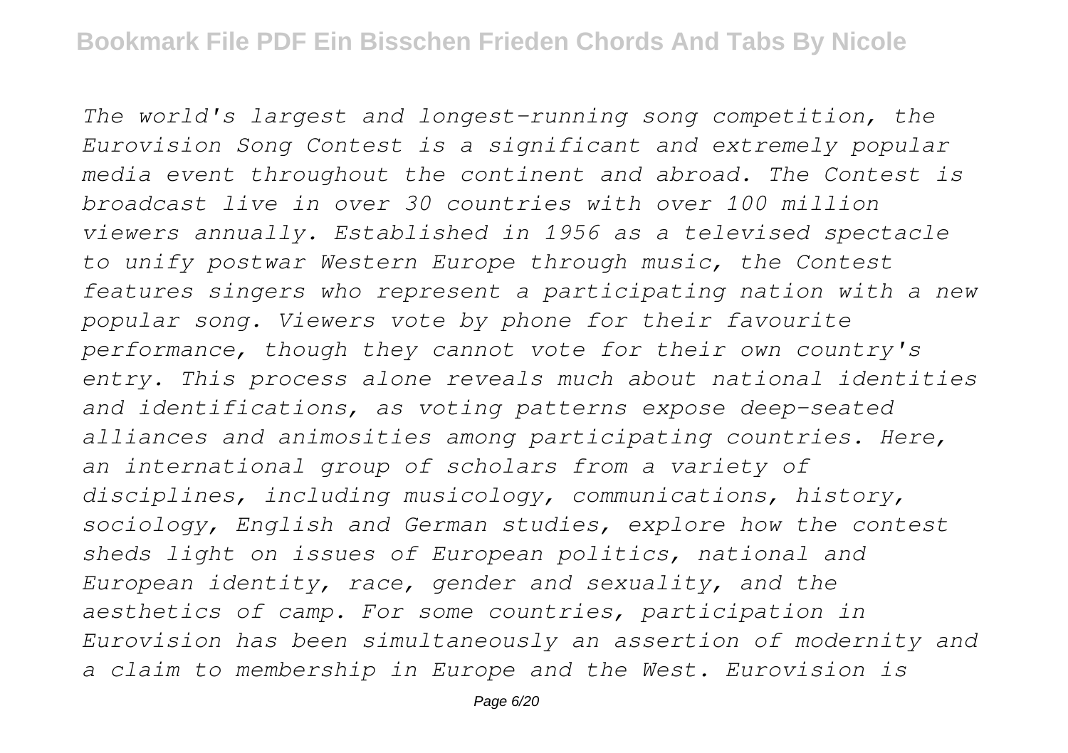*The world's largest and longest-running song competition, the Eurovision Song Contest is a significant and extremely popular media event throughout the continent and abroad. The Contest is broadcast live in over 30 countries with over 100 million viewers annually. Established in 1956 as a televised spectacle to unify postwar Western Europe through music, the Contest features singers who represent a participating nation with a new popular song. Viewers vote by phone for their favourite performance, though they cannot vote for their own country's entry. This process alone reveals much about national identities and identifications, as voting patterns expose deep-seated alliances and animosities among participating countries. Here, an international group of scholars from a variety of disciplines, including musicology, communications, history, sociology, English and German studies, explore how the contest sheds light on issues of European politics, national and European identity, race, gender and sexuality, and the aesthetics of camp. For some countries, participation in Eurovision has been simultaneously an assertion of modernity and a claim to membership in Europe and the West. Eurovision is*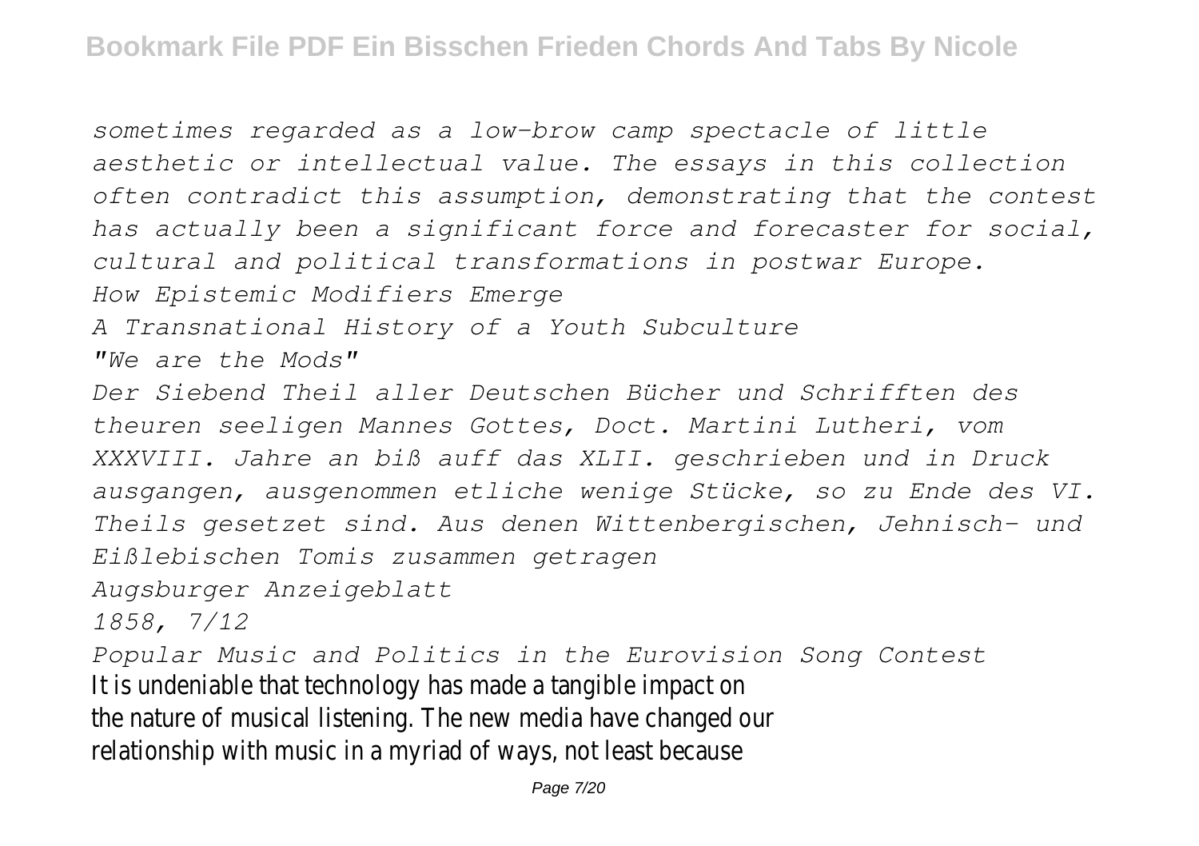*sometimes regarded as a low-brow camp spectacle of little aesthetic or intellectual value. The essays in this collection often contradict this assumption, demonstrating that the contest has actually been a significant force and forecaster for social, cultural and political transformations in postwar Europe.*

*How Epistemic Modifiers Emerge*

*A Transnational History of a Youth Subculture*

*"We are the Mods"*

*Der Siebend Theil aller Deutschen Bücher und Schrifften des theuren seeligen Mannes Gottes, Doct. Martini Lutheri, vom XXXVIII. Jahre an biß auff das XLII. geschrieben und in Druck ausgangen, ausgenommen etliche wenige Stücke, so zu Ende des VI. Theils gesetzet sind. Aus denen Wittenbergischen, Jehnisch- und Eißlebischen Tomis zusammen getragen*

*Augsburger Anzeigeblatt*

*1858, 7/12*

*Popular Music and Politics in the Eurovision Song Contest*

It is undeniable that technology has made a tangible impact on the nature of musical listening. The new media have changed our relationship with music in a myriad of ways, not least because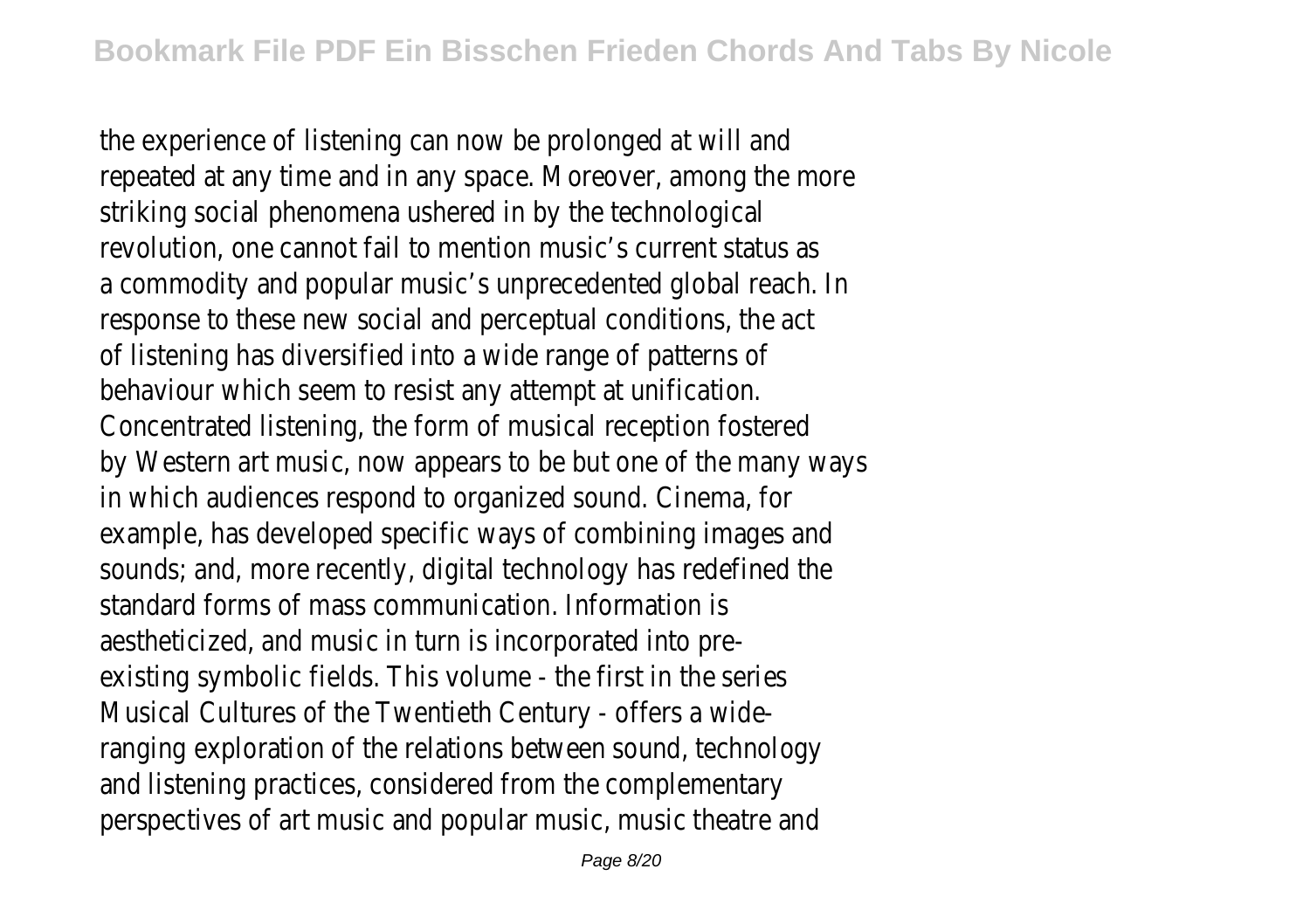the experience of listening can now be prolonged at will and repeated at any time and in any space. Moreover, among the more striking social phenomena ushered in by the technological revolution, one cannot fail to mention music's current status as a commodity and popular music's unprecedented global reach. In response to these new social and perceptual conditions, the act of listening has diversified into a wide range of patterns of behaviour which seem to resist any attempt at unification. Concentrated listening, the form of musical reception fostered by Western art music, now appears to be but one of the many ways in which audiences respond to organized sound. Cinema, for example, has developed specific ways of combining images and sounds; and, more recently, digital technology has redefined the standard forms of mass communication. Information is aestheticized, and music in turn is incorporated into pre-existing symbolic fields. This volume - the first in the series Musical Cultures of the Twentieth Century - offers a wide-ranging exploration of the relations between sound, technology and listening practices, considered from the complementary perspectives of art music and popular music, music theatre and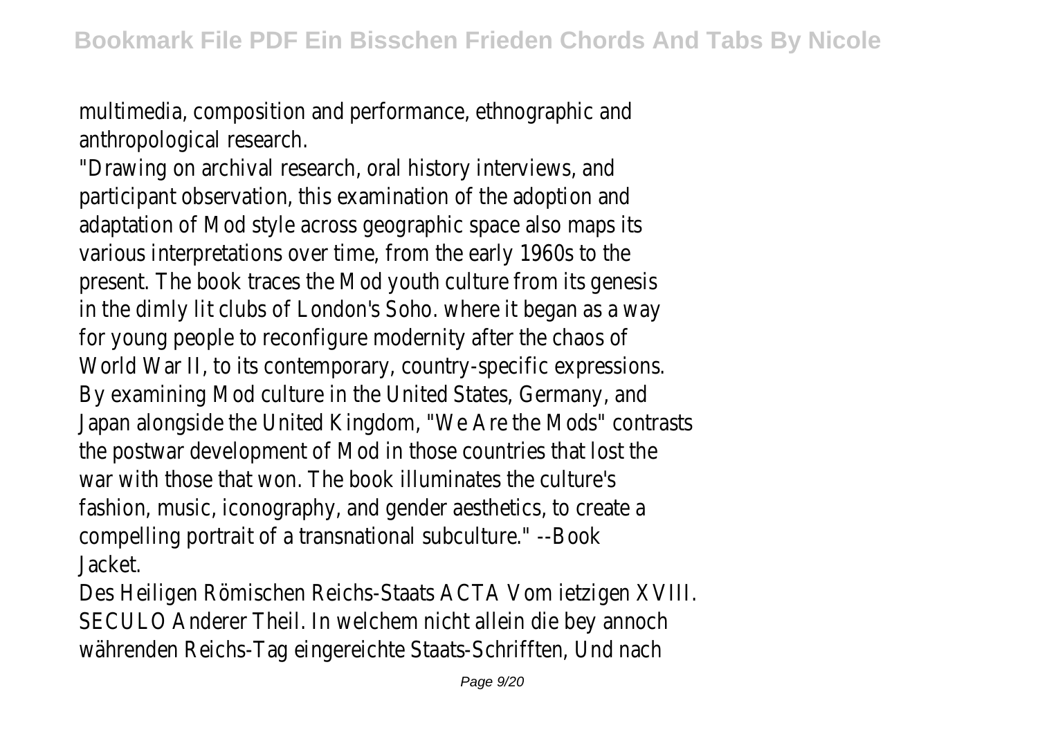multimedia, composition and performance, ethnographic and anthropological research.

"Drawing on archival research, oral history interviews, and participant observation, this examination of the adoption and adaptation of Mod style across geographic space also maps its various interpretations over time, from the early 1960s to the present. The book traces the Mod youth culture from its genesis in the dimly lit clubs of London's Soho. where it began as a way for young people to reconfigure modernity after the chaos of World War II, to its contemporary, country-specific expressions. By examining Mod culture in the United States, Germany, and Japan alongside the United Kingdom, "We Are the Mods" contrasts the postwar development of Mod in those countries that lost the war with those that won. The book illuminates the culture's fashion, music, iconography, and gender aesthetics, to create a compelling portrait of a transnational subculture." --Book Jacket.

Des Heiligen Römischen Reichs-Staats ACTA Vom ietzigen XVIII. SECULO Anderer Theil. In welchem nicht allein die bey annoch währenden Reichs-Tag eingereichte Staats-Schrifften, Und nach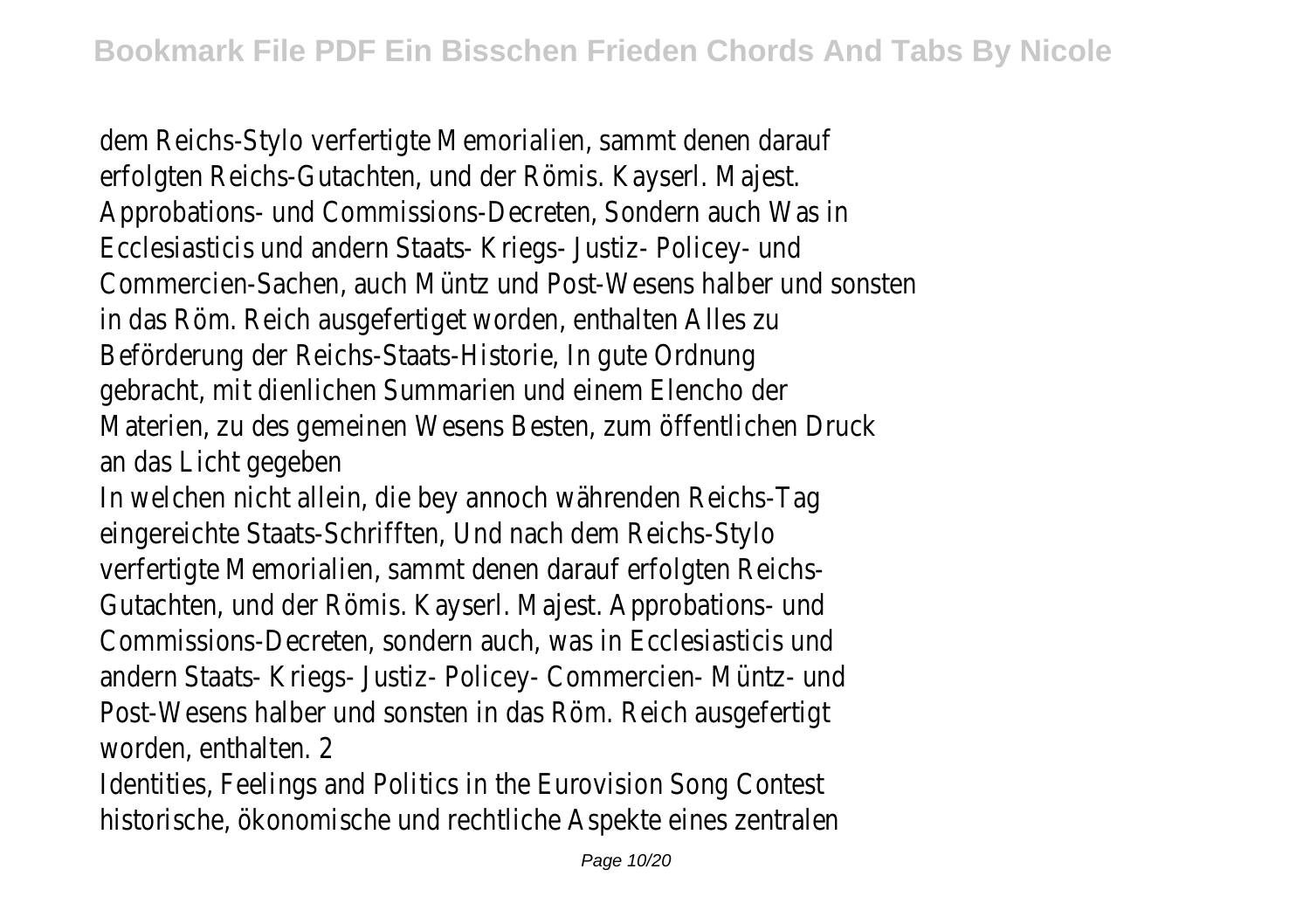dem Reichs-Stylo verfertigte Memorialien, sammt denen darauf erfolgten Reichs-Gutachten, und der Römis. Kayserl. Majest. Approbations- und Commissions-Decreten, Sondern auch Was in Ecclesiasticis und andern Staats- Kriegs- Justiz- Policey- und Commercien-Sachen, auch Müntz und Post-Wesens halber und sonsten in das Röm. Reich ausgefertiget worden, enthalten Alles zu Beförderung der Reichs-Staats-Historie, In gute Ordnung gebracht, mit dienlichen Summarien und einem Elencho der Materien, zu des gemeinen Wesens Besten, zum öffentlichen Druck an das Licht gegeben

In welchen nicht allein, die bey annoch währenden Reichs-Tag eingereichte Staats-Schrifften, Und nach dem Reichs-Stylo verfertigte Memorialien, sammt denen darauf erfolgten Reichs-Gutachten, und der Römis. Kayserl. Majest. Approbations- und Commissions-Decreten, sondern auch, was in Ecclesiasticis und andern Staats- Kriegs- Justiz- Policey- Commercien- Müntz- und Post-Wesens halber und sonsten in das Röm. Reich ausgefertigt worden, enthalten. 2

Identities, Feelings and Politics in the Eurovision Song Contest

historische, ökonomische und rechtliche Aspekte eines zentralen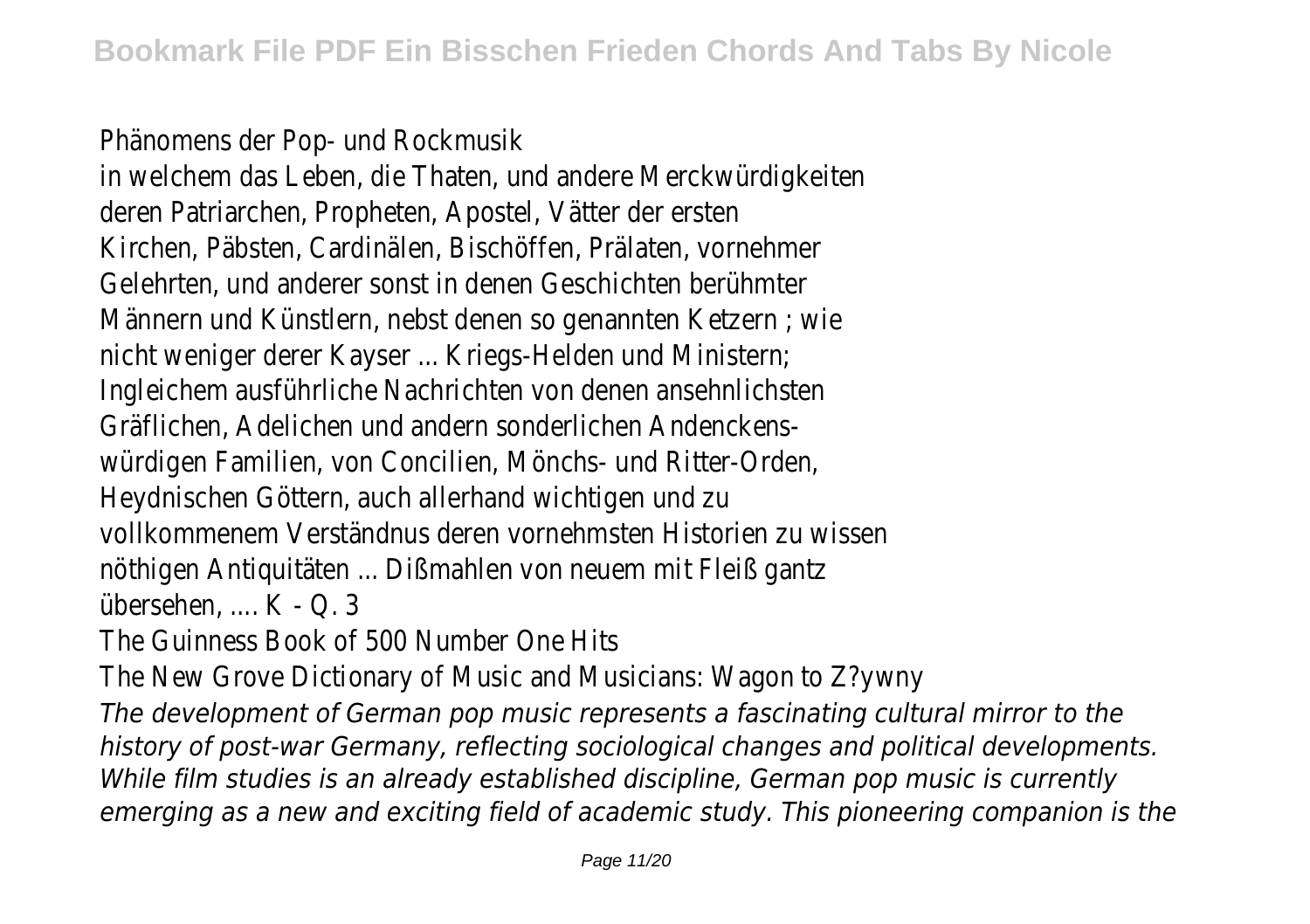Phänomens der Pop- und Rockmusik

in welchem das Leben, die Thaten, und andere Merckwürdigkeiten deren Patriarchen, Propheten, Apostel, Vätter der ersten Kirchen, Päbsten, Cardinälen, Bischöffen, Prälaten, vornehmer Gelehrten, und anderer sonst in denen Geschichten berühmter Männern und Künstlern, nebst denen so genannten Ketzern ; wie nicht weniger derer Kayser ... Kriegs-Helden und Ministern; Ingleichem ausführliche Nachrichten von denen ansehnlichsten Gräflichen, Adelichen und andern sonderlichen Andenckens-würdigen Familien, von Concilien, Mönchs- und Ritter-Orden, Heydnischen Göttern, auch allerhand wichtigen und zu vollkommenem Verständnus deren vornehmsten Historien zu wissen nöthigen Antiquitäten ... Dißmahlen von neuem mit Fleiß gantz übersehen, .... K - Q. 3

The Guinness Book of 500 Number One Hits

The New Grove Dictionary of Music and Musicians: Wagon to Z?ywny

*The development of German pop music represents a fascinating cultural mirror to the history of post-war Germany, reflecting sociological changes and political developments. While film studies is an already established discipline, German pop music is currently emerging as a new and exciting field of academic study. This pioneering companion is the*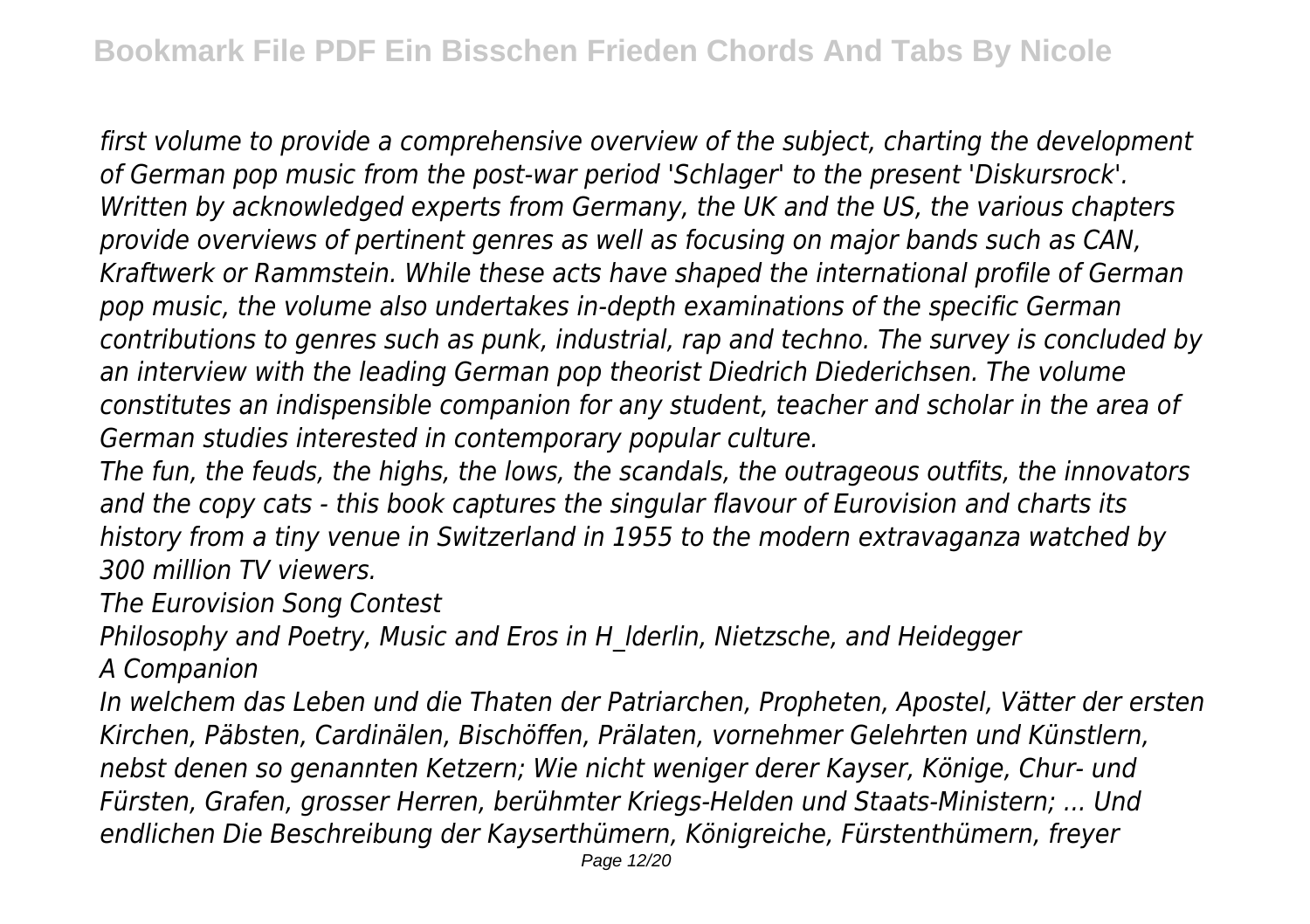*first volume to provide a comprehensive overview of the subject, charting the development of German pop music from the post-war period 'Schlager' to the present 'Diskursrock'. Written by acknowledged experts from Germany, the UK and the US, the various chapters provide overviews of pertinent genres as well as focusing on major bands such as CAN, Kraftwerk or Rammstein. While these acts have shaped the international profile of German pop music, the volume also undertakes in-depth examinations of the specific German contributions to genres such as punk, industrial, rap and techno. The survey is concluded by an interview with the leading German pop theorist Diedrich Diederichsen. The volume constitutes an indispensible companion for any student, teacher and scholar in the area of German studies interested in contemporary popular culture.*

*The fun, the feuds, the highs, the lows, the scandals, the outrageous outfits, the innovators and the copy cats - this book captures the singular flavour of Eurovision and charts its history from a tiny venue in Switzerland in 1955 to the modern extravaganza watched by 300 million TV viewers.*

*The Eurovision Song Contest*

*Philosophy and Poetry, Music and Eros in H_lderlin, Nietzsche, and Heidegger*

*A Companion*

*In welchem das Leben und die Thaten der Patriarchen, Propheten, Apostel, Vätter der ersten Kirchen, Päbsten, Cardinälen, Bischöffen, Prälaten, vornehmer Gelehrten und Künstlern, nebst denen so genannten Ketzern; Wie nicht weniger derer Kayser, Könige, Chur- und Fürsten, Grafen, grosser Herren, berühmter Kriegs-Helden und Staats-Ministern; ... Und endlichen Die Beschreibung der Kayserthümern, Königreiche, Fürstenthümern, freyer*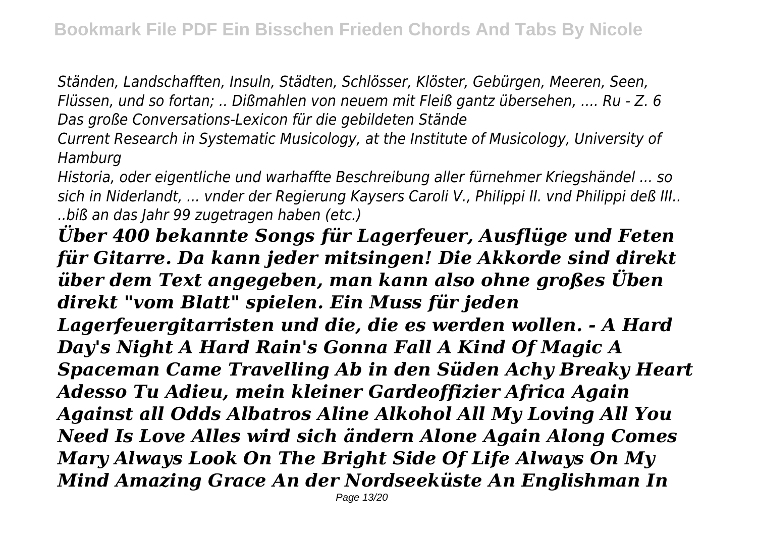*Ständen, Landschafften, Insuln, Städten, Schlösser, Klöster, Gebürgen, Meeren, Seen, Flüssen, und so fortan; .. Dißmahlen von neuem mit Fleiß gantz übersehen, .... Ru - Z. 6*
*Das große Conversations-Lexicon für die gebildeten Stände*
*Current Research in Systematic Musicology, at the Institute of Musicology, University of Hamburg*
*Historia, oder eigentliche und warhaffte Beschreibung aller fürnehmer Kriegshändel ... so sich in Niderlandt, ... vnder der Regierung Kaysers Caroli V., Philippi II. vnd Philippi deß III.. ..biß an das Jahr 99 zugetragen haben (etc.)*

***Über 400 bekannte Songs für Lagerfeuer, Ausflüge und Feten für Gitarre. Da kann jeder mitsingen! Die Akkorde sind direkt über dem Text angegeben, man kann also ohne großes Üben direkt "vom Blatt" spielen. Ein Muss für jeden Lagerfeuergitarristen und die, die es werden wollen. - A Hard Day's Night A Hard Rain's Gonna Fall A Kind Of Magic A Spaceman Came Travelling Ab in den Süden Achy Breaky Heart Adesso Tu Adieu, mein kleiner Gardeoffizier Africa Again Against all Odds Albatros Aline Alkohol All My Loving All You Need Is Love Alles wird sich ändern Alone Again Along Comes Mary Always Look On The Bright Side Of Life Always On My Mind Amazing Grace An der Nordseeküste An Englishman In***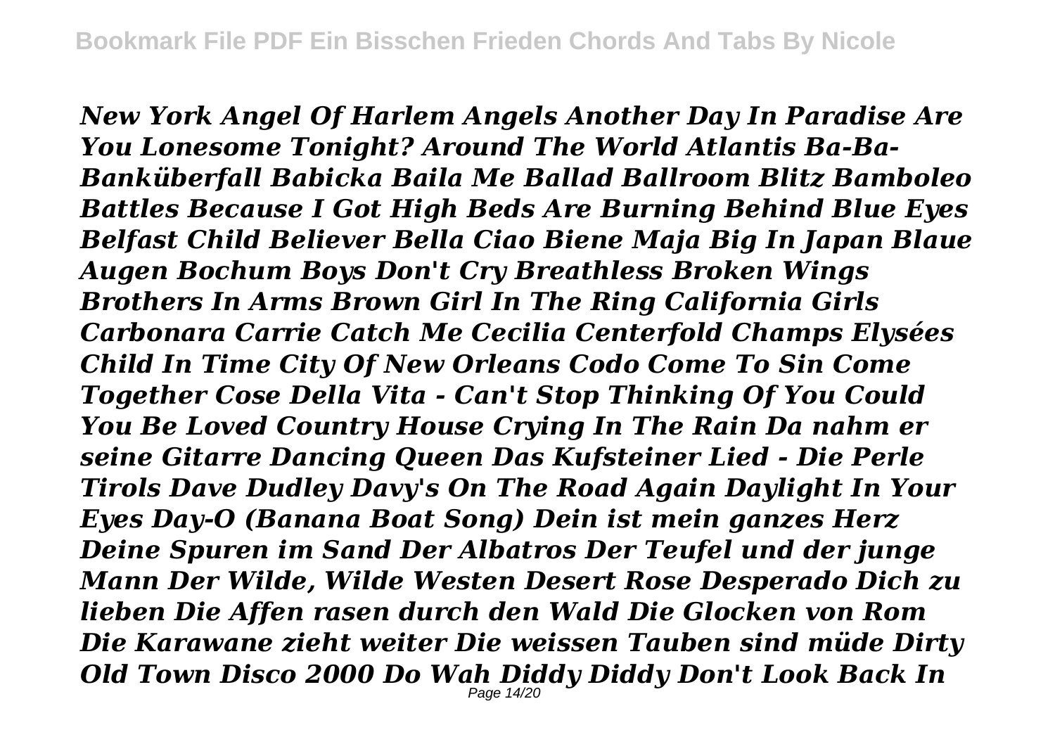*New York Angel Of Harlem Angels Another Day In Paradise Are You Lonesome Tonight? Around The World Atlantis Ba-Ba-Banküberfall Babicka Baila Me Ballad Ballroom Blitz Bamboleo Battles Because I Got High Beds Are Burning Behind Blue Eyes Belfast Child Believer Bella Ciao Biene Maja Big In Japan Blaue Augen Bochum Boys Don't Cry Breathless Broken Wings Brothers In Arms Brown Girl In The Ring California Girls Carbonara Carrie Catch Me Cecilia Centerfold Champs Elysées Child In Time City Of New Orleans Codo Come To Sin Come Together Cose Della Vita - Can't Stop Thinking Of You Could You Be Loved Country House Crying In The Rain Da nahm er seine Gitarre Dancing Queen Das Kufsteiner Lied - Die Perle Tirols Dave Dudley Davy's On The Road Again Daylight In Your Eyes Day-O (Banana Boat Song) Dein ist mein ganzes Herz Deine Spuren im Sand Der Albatros Der Teufel und der junge Mann Der Wilde, Wilde Westen Desert Rose Desperado Dich zu lieben Die Affen rasen durch den Wald Die Glocken von Rom Die Karawane zieht weiter Die weissen Tauben sind müde Dirty Old Town Disco 2000 Do Wah Diddy Diddy Don't Look Back In*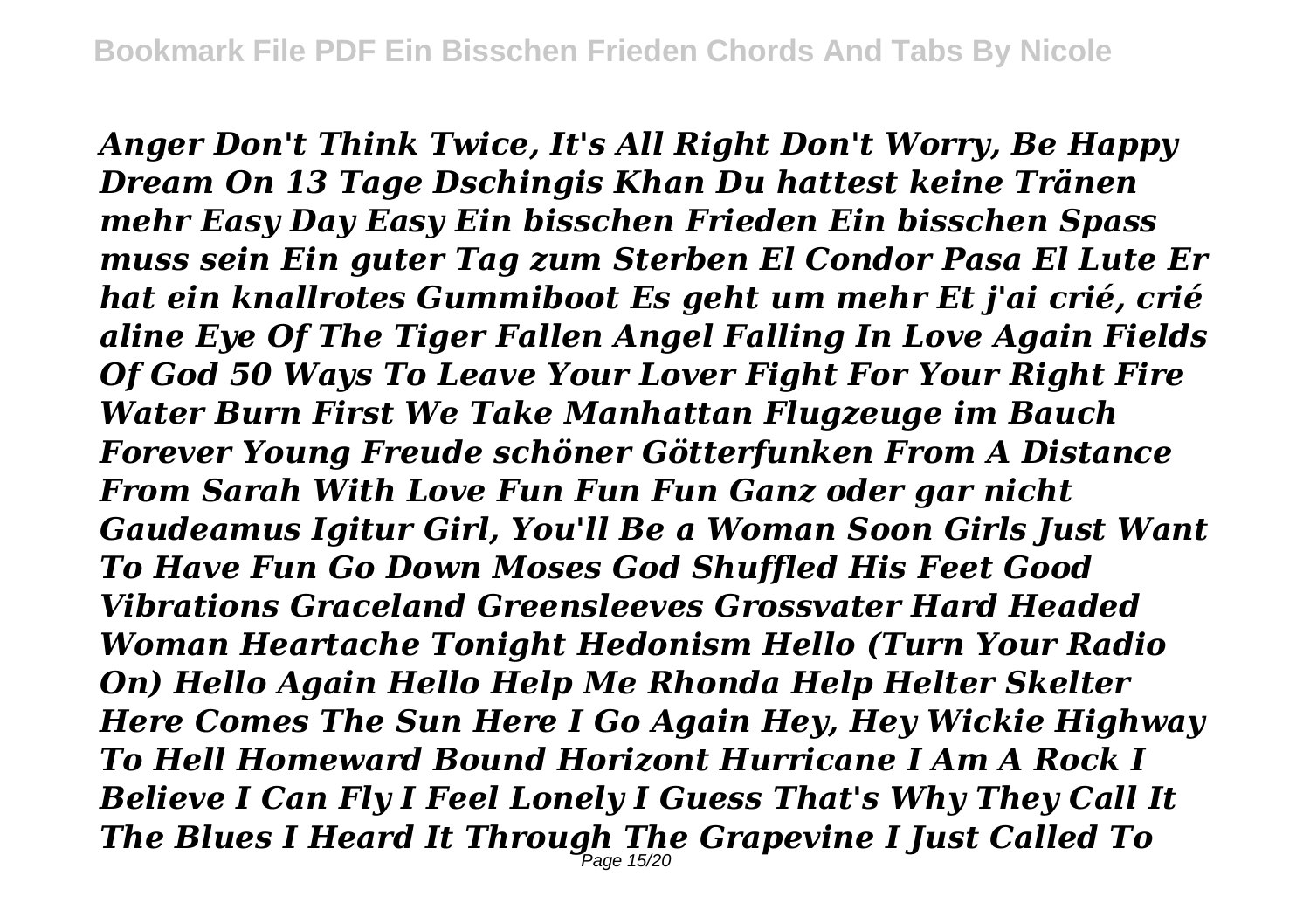*Anger Don't Think Twice, It's All Right Don't Worry, Be Happy Dream On 13 Tage Dschingis Khan Du hattest keine Tränen mehr Easy Day Easy Ein bisschen Frieden Ein bisschen Spass muss sein Ein guter Tag zum Sterben El Condor Pasa El Lute Er hat ein knallrotes Gummiboot Es geht um mehr Et j'ai crié, crié aline Eye Of The Tiger Fallen Angel Falling In Love Again Fields Of God 50 Ways To Leave Your Lover Fight For Your Right Fire Water Burn First We Take Manhattan Flugzeuge im Bauch Forever Young Freude schöner Götterfunken From A Distance From Sarah With Love Fun Fun Fun Ganz oder gar nicht Gaudeamus Igitur Girl, You'll Be a Woman Soon Girls Just Want To Have Fun Go Down Moses God Shuffled His Feet Good Vibrations Graceland Greensleeves Grossvater Hard Headed Woman Heartache Tonight Hedonism Hello (Turn Your Radio On) Hello Again Hello Help Me Rhonda Help Helter Skelter Here Comes The Sun Here I Go Again Hey, Hey Wickie Highway To Hell Homeward Bound Horizont Hurricane I Am A Rock I Believe I Can Fly I Feel Lonely I Guess That's Why They Call It The Blues I Heard It Through The Grapevine I Just Called To*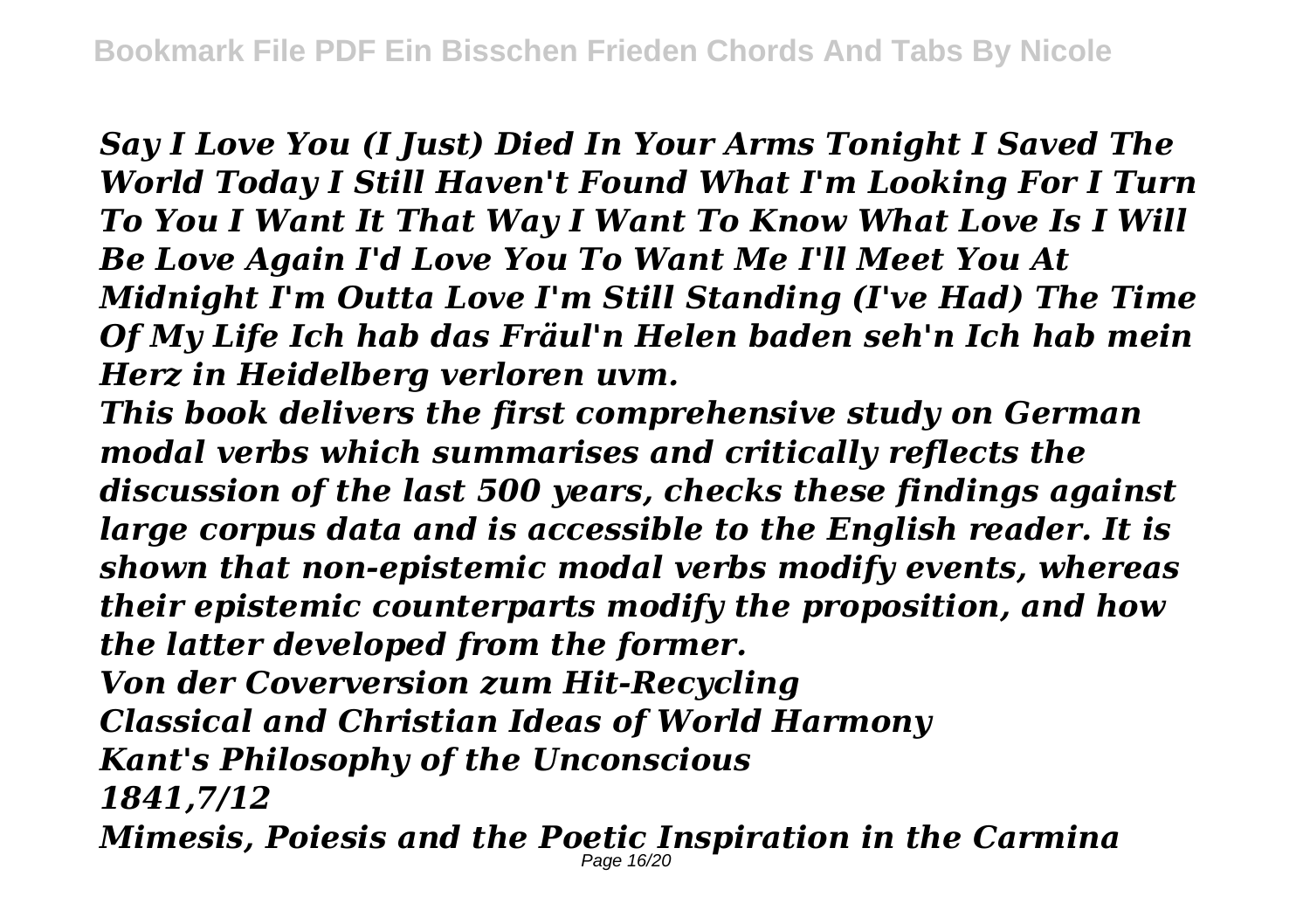*Say I Love You (I Just) Died In Your Arms Tonight I Saved The World Today I Still Haven't Found What I'm Looking For I Turn To You I Want It That Way I Want To Know What Love Is I Will Be Love Again I'd Love You To Want Me I'll Meet You At Midnight I'm Outta Love I'm Still Standing (I've Had) The Time Of My Life Ich hab das Fräul'n Helen baden seh'n Ich hab mein Herz in Heidelberg verloren uvm.*

*This book delivers the first comprehensive study on German modal verbs which summarises and critically reflects the discussion of the last 500 years, checks these findings against large corpus data and is accessible to the English reader. It is shown that non-epistemic modal verbs modify events, whereas their epistemic counterparts modify the proposition, and how the latter developed from the former.*

*Von der Coverversion zum Hit-Recycling*

*Classical and Christian Ideas of World Harmony*

*Kant's Philosophy of the Unconscious*

*1841,7/12*

*Mimesis, Poiesis and the Poetic Inspiration in the Carmina*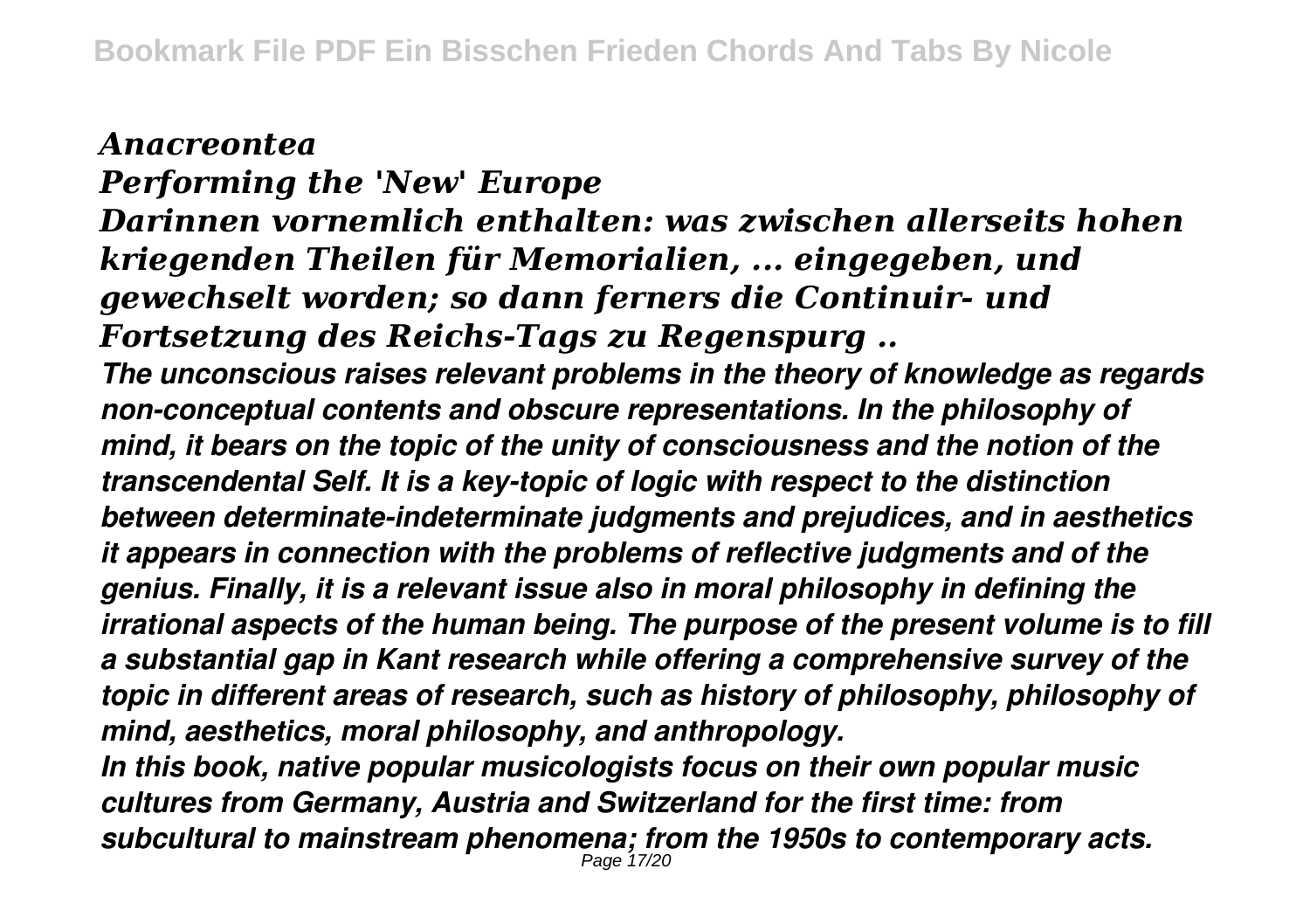*Anacreontea*

*Performing the 'New' Europe*

*Darinnen vornemlich enthalten: was zwischen allerseits hohen kriegenden Theilen für Memorialien, ... eingegeben, und gewechselt worden; so dann ferners die Continuir- und Fortsetzung des Reichs-Tags zu Regenspurg ..*

*The unconscious raises relevant problems in the theory of knowledge as regards non-conceptual contents and obscure representations. In the philosophy of mind, it bears on the topic of the unity of consciousness and the notion of the transcendental Self. It is a key-topic of logic with respect to the distinction between determinate-indeterminate judgments and prejudices, and in aesthetics it appears in connection with the problems of reflective judgments and of the genius. Finally, it is a relevant issue also in moral philosophy in defining the irrational aspects of the human being. The purpose of the present volume is to fill a substantial gap in Kant research while offering a comprehensive survey of the topic in different areas of research, such as history of philosophy, philosophy of mind, aesthetics, moral philosophy, and anthropology.*

*In this book, native popular musicologists focus on their own popular music cultures from Germany, Austria and Switzerland for the first time: from subcultural to mainstream phenomena; from the 1950s to contemporary acts.*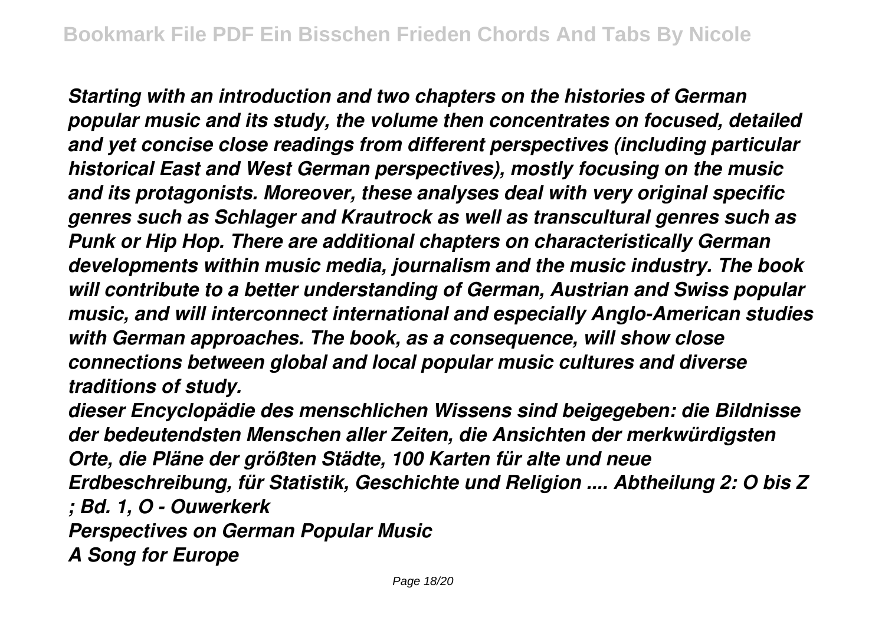*Starting with an introduction and two chapters on the histories of German popular music and its study, the volume then concentrates on focused, detailed and yet concise close readings from different perspectives (including particular historical East and West German perspectives), mostly focusing on the music and its protagonists. Moreover, these analyses deal with very original specific genres such as Schlager and Krautrock as well as transcultural genres such as Punk or Hip Hop. There are additional chapters on characteristically German developments within music media, journalism and the music industry. The book will contribute to a better understanding of German, Austrian and Swiss popular music, and will interconnect international and especially Anglo-American studies with German approaches. The book, as a consequence, will show close connections between global and local popular music cultures and diverse traditions of study.*

*dieser Encyclopädie des menschlichen Wissens sind beigegeben: die Bildnisse der bedeutendsten Menschen aller Zeiten, die Ansichten der merkwürdigsten Orte, die Pläne der größten Städte, 100 Karten für alte und neue Erdbeschreibung, für Statistik, Geschichte und Religion .... Abtheilung 2: O bis Z ; Bd. 1, O - Ouwerkerk*

*Perspectives on German Popular Music*

*A Song for Europe*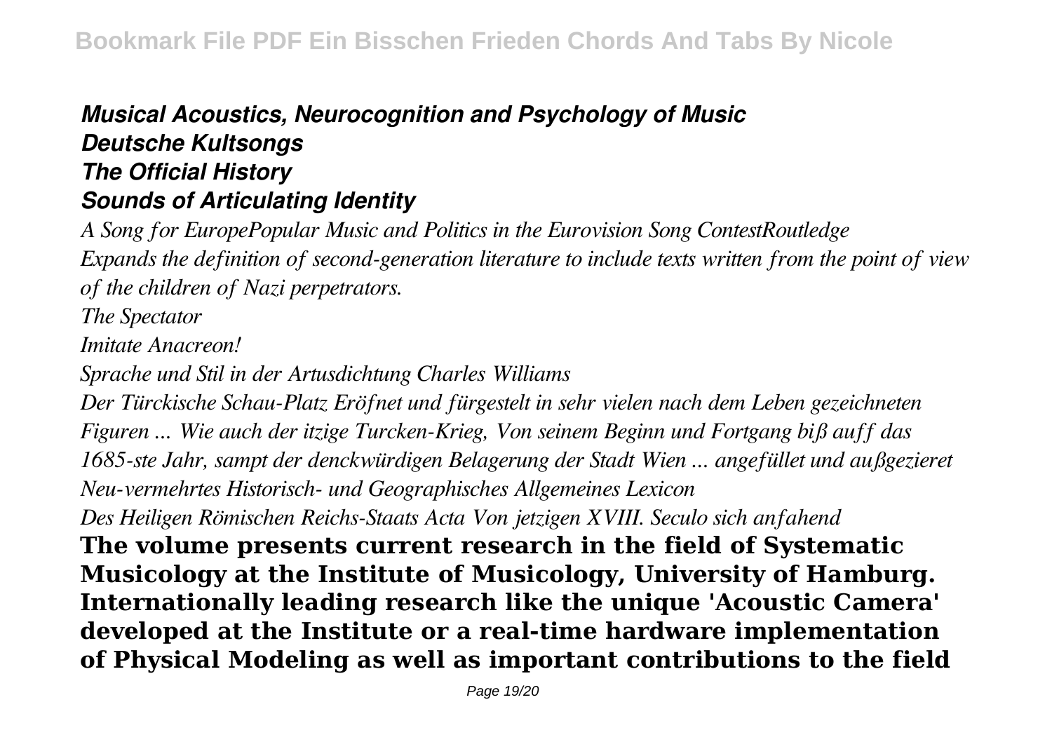***Musical Acoustics, Neurocognition and Psychology of Music***
***Deutsche Kultsongs***
***The Official History***
***Sounds of Articulating Identity***

*A Song for EuropePopular Music and Politics in the Eurovision Song ContestRoutledge*
*Expands the definition of second-generation literature to include texts written from the point of view of the children of Nazi perpetrators.*

*The Spectator*

*Imitate Anacreon!*

*Sprache und Stil in der Artusdichtung Charles Williams*

*Der Türckische Schau-Platz Eröffnet und fürgestelt in sehr vielen nach dem Leben gezeichneten Figuren ... Wie auch der itzige Turcken-Krieg, Von seinem Beginn und Fortgang biß auff das 1685-ste Jahr, sampt der denckwürdigen Belagerung der Stadt Wien ... angefüllet und außgezieret*

*Neu-vermehrtes Historisch- und Geographisches Allgemeines Lexicon*

*Des Heiligen Römischen Reichs-Staats Acta Von jetzigen XVIII. Seculo sich anfahend*

**The volume presents current research in the field of Systematic Musicology at the Institute of Musicology, University of Hamburg. Internationally leading research like the unique 'Acoustic Camera' developed at the Institute or a real-time hardware implementation of Physical Modeling as well as important contributions to the field**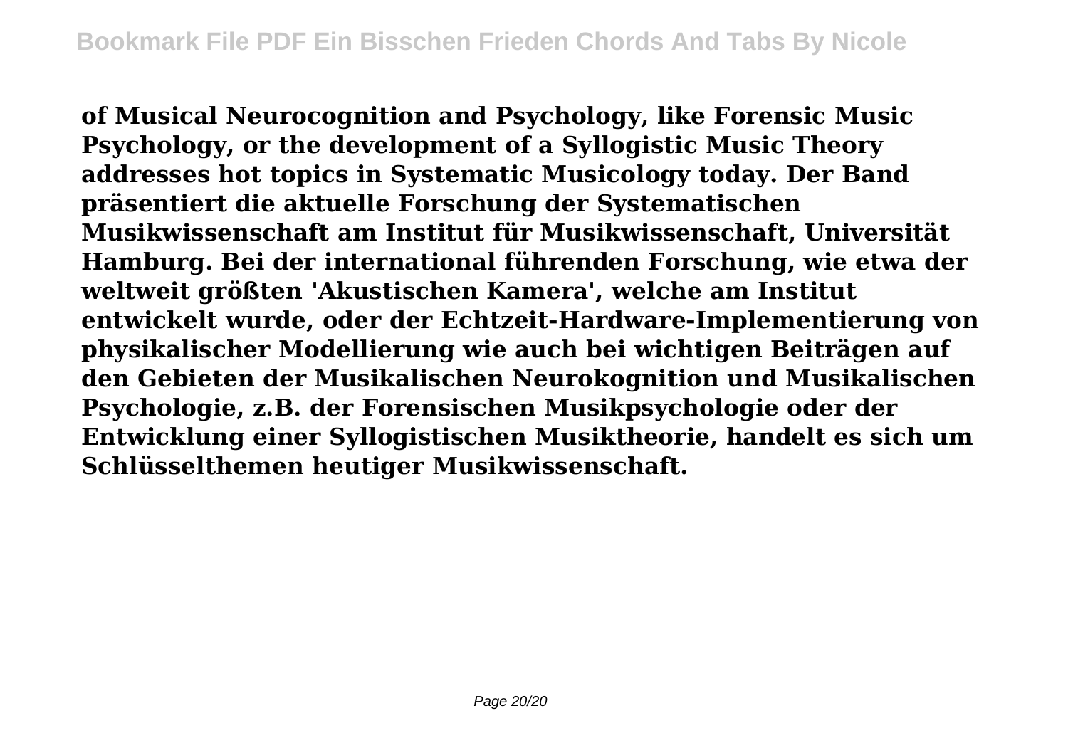**of Musical Neurocognition and Psychology, like Forensic Music Psychology, or the development of a Syllogistic Music Theory addresses hot topics in Systematic Musicology today. Der Band präsentiert die aktuelle Forschung der Systematischen Musikwissenschaft am Institut für Musikwissenschaft, Universität Hamburg. Bei der international führenden Forschung, wie etwa der weltweit größten 'Akustischen Kamera', welche am Institut entwickelt wurde, oder der Echtzeit-Hardware-Implementierung von physikalischer Modellierung wie auch bei wichtigen Beiträgen auf den Gebieten der Musikalischen Neurokognition und Musikalischen Psychologie, z.B. der Forensischen Musikpsychologie oder der Entwicklung einer Syllogistischen Musiktheorie, handelt es sich um Schlüsselthemen heutiger Musikwissenschaft.**